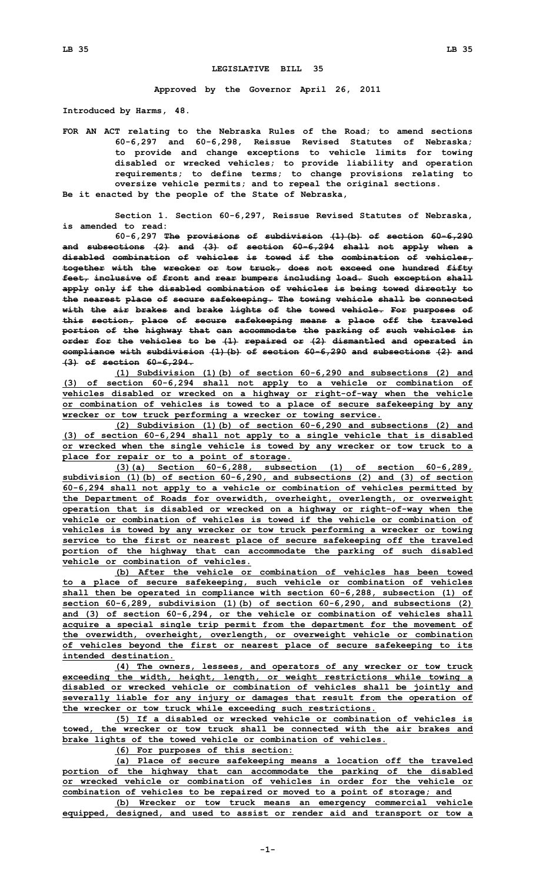# LEGISLATIVE BILL 35

**Approved by the Governor April 26, 2011**

**Introduced by Harms, 48.**

**FOR AN ACT relating to the Nebraska Rules of the Road; to amend sections 60-6,297 and 60-6,298, Reissue Revised Statutes of Nebraska; to provide and change exceptions to vehicle limits for towing disabled or wrecked vehicles; to provide liability and operation requirements; to define terms; to change provisions relating to oversize vehicle permits; and to repeal the original sections.**

**Be it enacted by the people of the State of Nebraska,**

**Section 1. Section 60-6,297, Reissue Revised Statutes of Nebraska, is amended to read:**

**60-6,297** ~~**The provisions of subdivision (1)(b) of section 60-6,290 and subsections (2) and (3) of section 60-6,294 shall not apply when a disabled combination of vehicles is towed if the combination of vehicles, together with the wrecker or tow truck, does not exceed one hundred fifty feet, inclusive of front and rear bumpers including load. Such exception shall apply only if the disabled combination of vehicles is being towed directly to the nearest place of secure safekeeping. The towing vehicle shall be connected with the air brakes and brake lights of the towed vehicle. For purposes of this section, place of secure safekeeping means a place off the traveled portion of the highway that can accommodate the parking of such vehicles in order for the vehicles to be (1) repaired or (2) dismantled and operated in compliance with subdivision (1)(b) of section 60-6,290 and subsections (2) and (3) of section 60-6,294.**~~

<u>**(1) Subdivision (1)(b) of section 60-6,290 and subsections (2) and (3) of section 60-6,294 shall not apply to a vehicle or combination of vehicles disabled or wrecked on a highway or right-of-way when the vehicle or combination of vehicles is towed to a place of secure safekeeping by any wrecker or tow truck performing a wrecker or towing service.**</u>

<u>**(2) Subdivision (1)(b) of section 60-6,290 and subsections (2) and (3) of section 60-6,294 shall not apply to a single vehicle that is disabled or wrecked when the single vehicle is towed by any wrecker or tow truck to a place for repair or to a point of storage.**</u>

<u>**(3)(a) Section 60-6,288, subsection (1) of section 60-6,289, subdivision (1)(b) of section 60-6,290, and subsections (2) and (3) of section 60-6,294 shall not apply to a vehicle or combination of vehicles permitted by the Department of Roads for overwidth, overheight, overlength, or overweight operation that is disabled or wrecked on a highway or right-of-way when the vehicle or combination of vehicles is towed if the vehicle or combination of vehicles is towed by any wrecker or tow truck performing a wrecker or towing service to the first or nearest place of secure safekeeping off the traveled portion of the highway that can accommodate the parking of such disabled vehicle or combination of vehicles.**</u>

<u>**(b) After the vehicle or combination of vehicles has been towed to a place of secure safekeeping, such vehicle or combination of vehicles shall then be operated in compliance with section 60-6,288, subsection (1) of section 60-6,289, subdivision (1)(b) of section 60-6,290, and subsections (2) and (3) of section 60-6,294, or the vehicle or combination of vehicles shall acquire a special single trip permit from the department for the movement of the overwidth, overheight, overlength, or overweight vehicle or combination of vehicles beyond the first or nearest place of secure safekeeping to its intended destination.**</u>

<u>**(4) The owners, lessees, and operators of any wrecker or tow truck exceeding the width, height, length, or weight restrictions while towing a disabled or wrecked vehicle or combination of vehicles shall be jointly and severally liable for any injury or damages that result from the operation of the wrecker or tow truck while exceeding such restrictions.**</u>

<u>**(5) If a disabled or wrecked vehicle or combination of vehicles is towed, the wrecker or tow truck shall be connected with the air brakes and brake lights of the towed vehicle or combination of vehicles.**</u>

<u>**(6) For purposes of this section:**</u>

<u>**(a) Place of secure safekeeping means a location off the traveled portion of the highway that can accommodate the parking of the disabled or wrecked vehicle or combination of vehicles in order for the vehicle or combination of vehicles to be repaired or moved to a point of storage; and**</u>

<u>**(b) Wrecker or tow truck means an emergency commercial vehicle equipped, designed, and used to assist or render aid and transport or tow a**</u>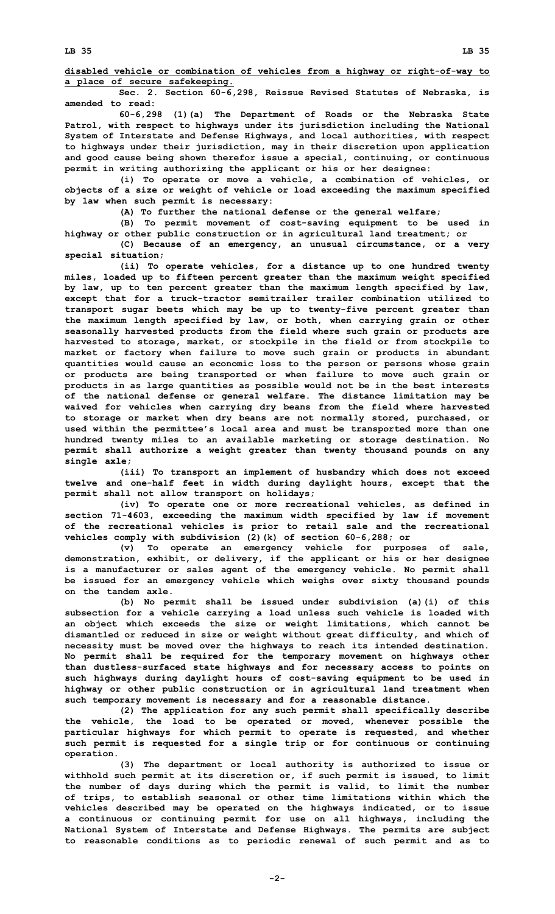disabled vehicle or combination of vehicles from a highway or right-of-way to a place of secure safekeeping.

Sec. 2. Section 60-6,298, Reissue Revised Statutes of Nebraska, is amended to read:

60-6,298 (1)(a) The Department of Roads or the Nebraska State Patrol, with respect to highways under its jurisdiction including the National System of Interstate and Defense Highways, and local authorities, with respect to highways under their jurisdiction, may in their discretion upon application and good cause being shown therefor issue a special, continuing, or continuous permit in writing authorizing the applicant or his or her designee:

(i) To operate or move a vehicle, a combination of vehicles, or objects of a size or weight of vehicle or load exceeding the maximum specified by law when such permit is necessary:

(A) To further the national defense or the general welfare;

(B) To permit movement of cost-saving equipment to be used in highway or other public construction or in agricultural land treatment; or

(C) Because of an emergency, an unusual circumstance, or a very special situation;

(ii) To operate vehicles, for a distance up to one hundred twenty miles, loaded up to fifteen percent greater than the maximum weight specified by law, up to ten percent greater than the maximum length specified by law, except that for a truck-tractor semitrailer trailer combination utilized to transport sugar beets which may be up to twenty-five percent greater than the maximum length specified by law, or both, when carrying grain or other seasonally harvested products from the field where such grain or products are harvested to storage, market, or stockpile in the field or from stockpile to market or factory when failure to move such grain or products in abundant quantities would cause an economic loss to the person or persons whose grain or products are being transported or when failure to move such grain or products in as large quantities as possible would not be in the best interests of the national defense or general welfare. The distance limitation may be waived for vehicles when carrying dry beans from the field where harvested to storage or market when dry beans are not normally stored, purchased, or used within the permittee's local area and must be transported more than one hundred twenty miles to an available marketing or storage destination. No permit shall authorize a weight greater than twenty thousand pounds on any single axle;

(iii) To transport an implement of husbandry which does not exceed twelve and one-half feet in width during daylight hours, except that the permit shall not allow transport on holidays;

(iv) To operate one or more recreational vehicles, as defined in section 71-4603, exceeding the maximum width specified by law if movement of the recreational vehicles is prior to retail sale and the recreational vehicles comply with subdivision (2)(k) of section 60-6,288; or

(v) To operate an emergency vehicle for purposes of sale, demonstration, exhibit, or delivery, if the applicant or his or her designee is a manufacturer or sales agent of the emergency vehicle. No permit shall be issued for an emergency vehicle which weighs over sixty thousand pounds on the tandem axle.

(b) No permit shall be issued under subdivision (a)(i) of this subsection for a vehicle carrying a load unless such vehicle is loaded with an object which exceeds the size or weight limitations, which cannot be dismantled or reduced in size or weight without great difficulty, and which of necessity must be moved over the highways to reach its intended destination. No permit shall be required for the temporary movement on highways other than dustless-surfaced state highways and for necessary access to points on such highways during daylight hours of cost-saving equipment to be used in highway or other public construction or in agricultural land treatment when such temporary movement is necessary and for a reasonable distance.

(2) The application for any such permit shall specifically describe the vehicle, the load to be operated or moved, whenever possible the particular highways for which permit to operate is requested, and whether such permit is requested for a single trip or for continuous or continuing operation.

(3) The department or local authority is authorized to issue or withhold such permit at its discretion or, if such permit is issued, to limit the number of days during which the permit is valid, to limit the number of trips, to establish seasonal or other time limitations within which the vehicles described may be operated on the highways indicated, or to issue a continuous or continuing permit for use on all highways, including the National System of Interstate and Defense Highways. The permits are subject to reasonable conditions as to periodic renewal of such permit and as to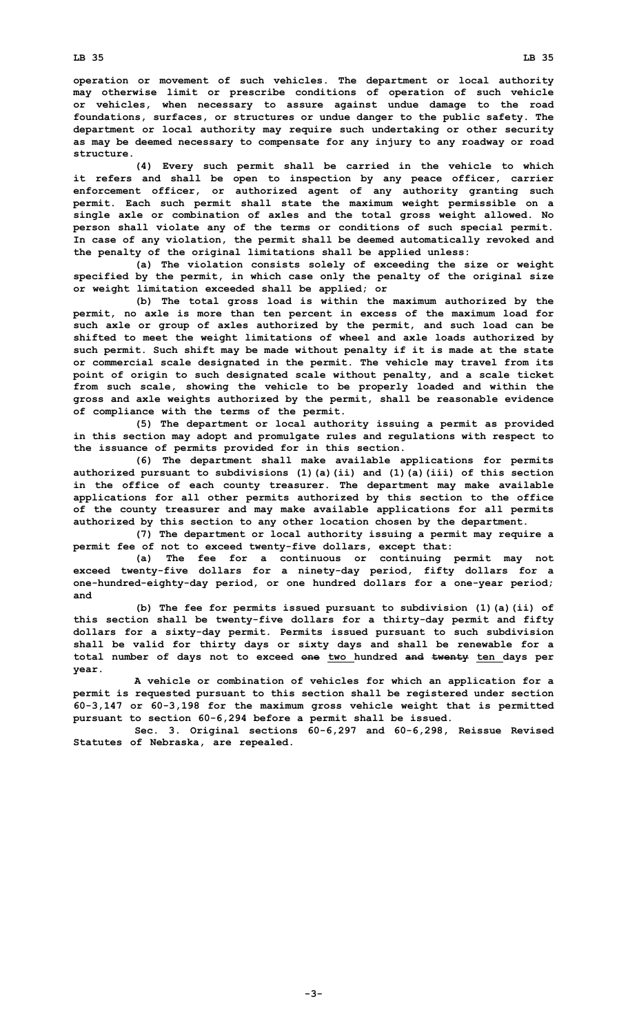operation or movement of such vehicles. The department or local authority may otherwise limit or prescribe conditions of operation of such vehicle or vehicles, when necessary to assure against undue damage to the road foundations, surfaces, or structures or undue danger to the public safety. The department or local authority may require such undertaking or other security as may be deemed necessary to compensate for any injury to any roadway or road structure.

(4) Every such permit shall be carried in the vehicle to which it refers and shall be open to inspection by any peace officer, carrier enforcement officer, or authorized agent of any authority granting such permit. Each such permit shall state the maximum weight permissible on a single axle or combination of axles and the total gross weight allowed. No person shall violate any of the terms or conditions of such special permit. In case of any violation, the permit shall be deemed automatically revoked and the penalty of the original limitations shall be applied unless:

(a) The violation consists solely of exceeding the size or weight specified by the permit, in which case only the penalty of the original size or weight limitation exceeded shall be applied; or

(b) The total gross load is within the maximum authorized by the permit, no axle is more than ten percent in excess of the maximum load for such axle or group of axles authorized by the permit, and such load can be shifted to meet the weight limitations of wheel and axle loads authorized by such permit. Such shift may be made without penalty if it is made at the state or commercial scale designated in the permit. The vehicle may travel from its point of origin to such designated scale without penalty, and a scale ticket from such scale, showing the vehicle to be properly loaded and within the gross and axle weights authorized by the permit, shall be reasonable evidence of compliance with the terms of the permit.

(5) The department or local authority issuing a permit as provided in this section may adopt and promulgate rules and regulations with respect to the issuance of permits provided for in this section.

(6) The department shall make available applications for permits authorized pursuant to subdivisions (1)(a)(ii) and (1)(a)(iii) of this section in the office of each county treasurer. The department may make available applications for all other permits authorized by this section to the office of the county treasurer and may make available applications for all permits authorized by this section to any other location chosen by the department.

(7) The department or local authority issuing a permit may require a permit fee of not to exceed twenty-five dollars, except that:

(a) The fee for a continuous or continuing permit may not exceed twenty-five dollars for a ninety-day period, fifty dollars for a one-hundred-eighty-day period, or one hundred dollars for a one-year period; and

(b) The fee for permits issued pursuant to subdivision (1)(a)(ii) of this section shall be twenty-five dollars for a thirty-day permit and fifty dollars for a sixty-day permit. Permits issued pursuant to such subdivision shall be valid for thirty days or sixty days and shall be renewable for a total number of days not to exceed ~~one~~ <u>two</u> hundred ~~and twenty~~ <u>ten</u> days per year.

A vehicle or combination of vehicles for which an application for a permit is requested pursuant to this section shall be registered under section 60-3,147 or 60-3,198 for the maximum gross vehicle weight that is permitted pursuant to section 60-6,294 before a permit shall be issued.

Sec. 3. Original sections 60-6,297 and 60-6,298, Reissue Revised Statutes of Nebraska, are repealed.